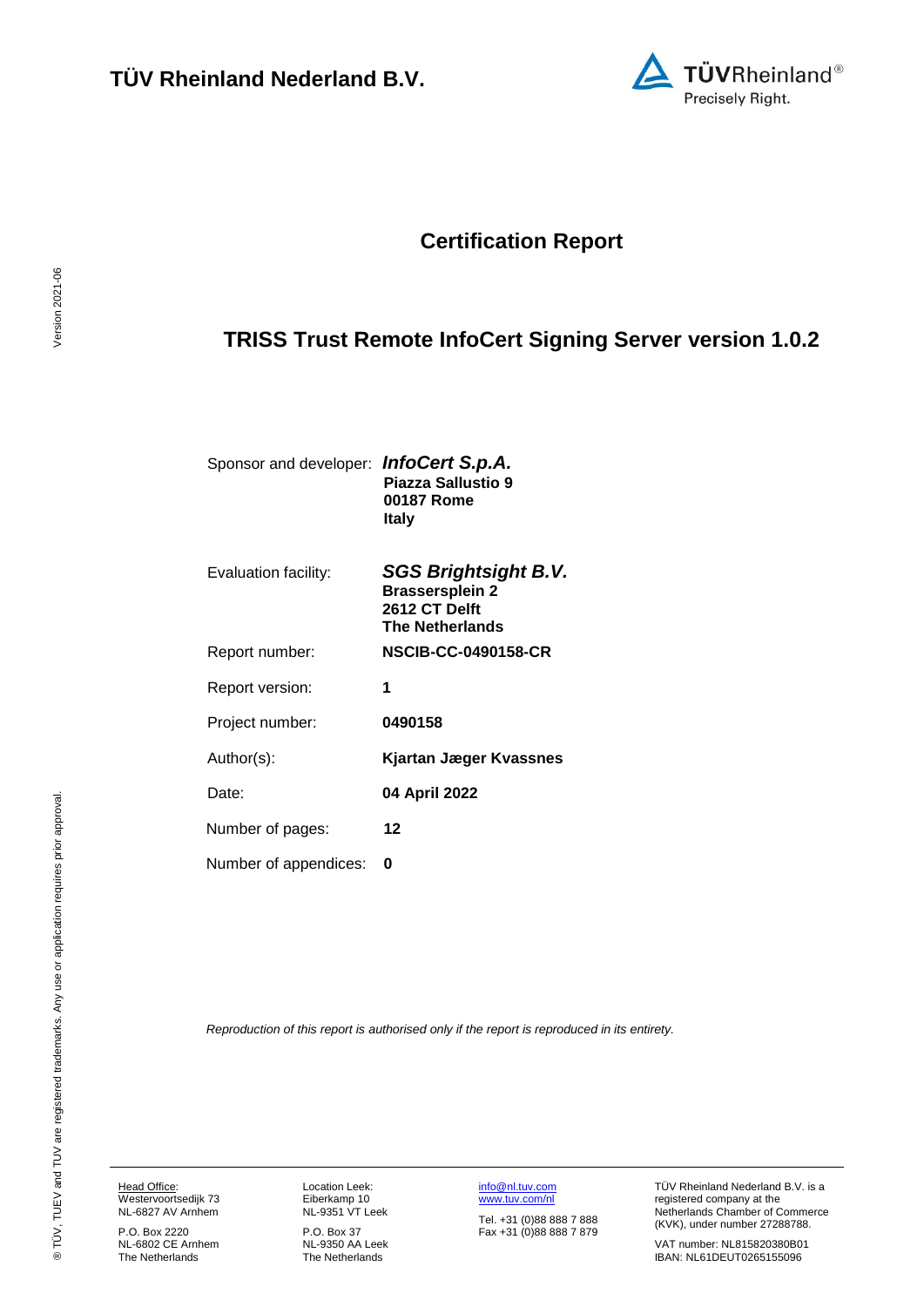**TÜV Rheinland Nederland B.V.**

# Certification Report

## TRISS Trust Remote InfoCert Signing Server version 1.0.2

| | |
|---|---|
| Sponsor and developer: | ***InfoCert S.p.A.*** **Piazza Sallustio 9** **00187 Rome** **Italy** |
| Evaluation facility: | ***SGS Brightsight B.V.*** **Brassersplein 2** **2612 CT Delft** **The Netherlands** |
| Report number: | **NSCIB-CC-0490158-CR** |
| Report version: | **1** |
| Project number: | **0490158** |
| Author(s): | **Kjartan Jæger Kvassnes** |
| Date: | **04 April 2022** |
| Number of pages: | **12** |
| Number of appendices: | **0** |

*Reproduction of this report is authorised only if the report is reproduced in its entirety.*

Head Office:
Westervoortsedijk 73
NL-6827 AV Arnhem

P.O. Box 2220
NL-6802 CE Arnhem
The Netherlands

Location Leek:
Eiberkamp 10
NL-9351 VT Leek

P.O. Box 37
NL-9350 AA Leek
The Netherlands

info@nl.tuv.com
www.tuv.com/nl

Tel. +31 (0)88 888 7 888
Fax +31 (0)88 888 7 879

TÜV Rheinland Nederland B.V. is a registered company at the Netherlands Chamber of Commerce (KVK), under number 27288788.

VAT number: NL815820380B01
IBAN: NL61DEUT0265155096

® TÜV, TUEV and TUV are registered trademarks. Any use or application requires prior approval.

Version 2021-06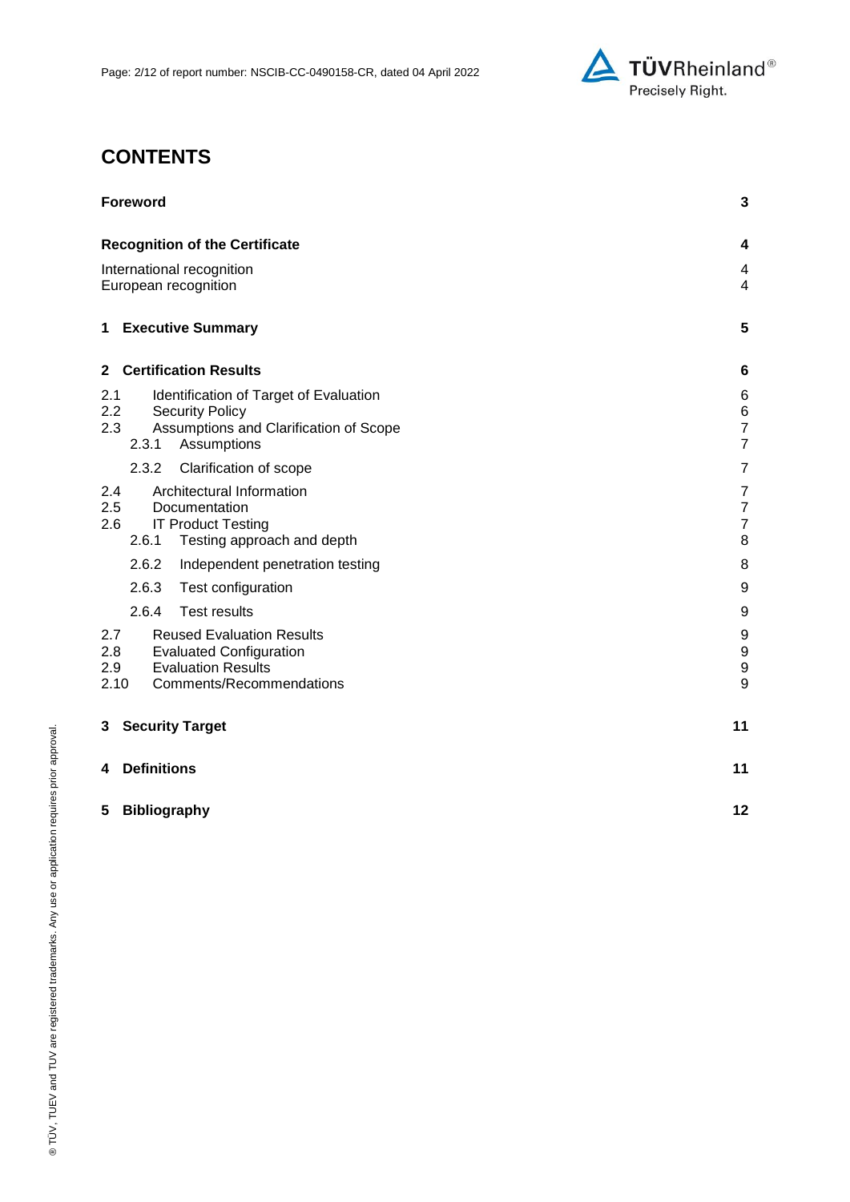# CONTENTS

| | |
|---|---|
| **Foreword** | **3** |
| **Recognition of the Certificate** | **4** |
| International recognition | 4 |
| European recognition | 4 |
| **1 Executive Summary** | **5** |
| **2 Certification Results** | **6** |
| 2.1 Identification of Target of Evaluation | 6 |
| 2.2 Security Policy | 6 |
| 2.3 Assumptions and Clarification of Scope | 7 |
| 2.3.1 Assumptions | 7 |
| 2.3.2 Clarification of scope | 7 |
| 2.4 Architectural Information | 7 |
| 2.5 Documentation | 7 |
| 2.6 IT Product Testing | 7 |
| 2.6.1 Testing approach and depth | 8 |
| 2.6.2 Independent penetration testing | 8 |
| 2.6.3 Test configuration | 9 |
| 2.6.4 Test results | 9 |
| 2.7 Reused Evaluation Results | 9 |
| 2.8 Evaluated Configuration | 9 |
| 2.9 Evaluation Results | 9 |
| 2.10 Comments/Recommendations | 9 |
| **3 Security Target** | **11** |
| **4 Definitions** | **11** |
| **5 Bibliography** | **12** |

® TÜV, TUEV and TUV are registered trademarks. Any use or application requires prior approval.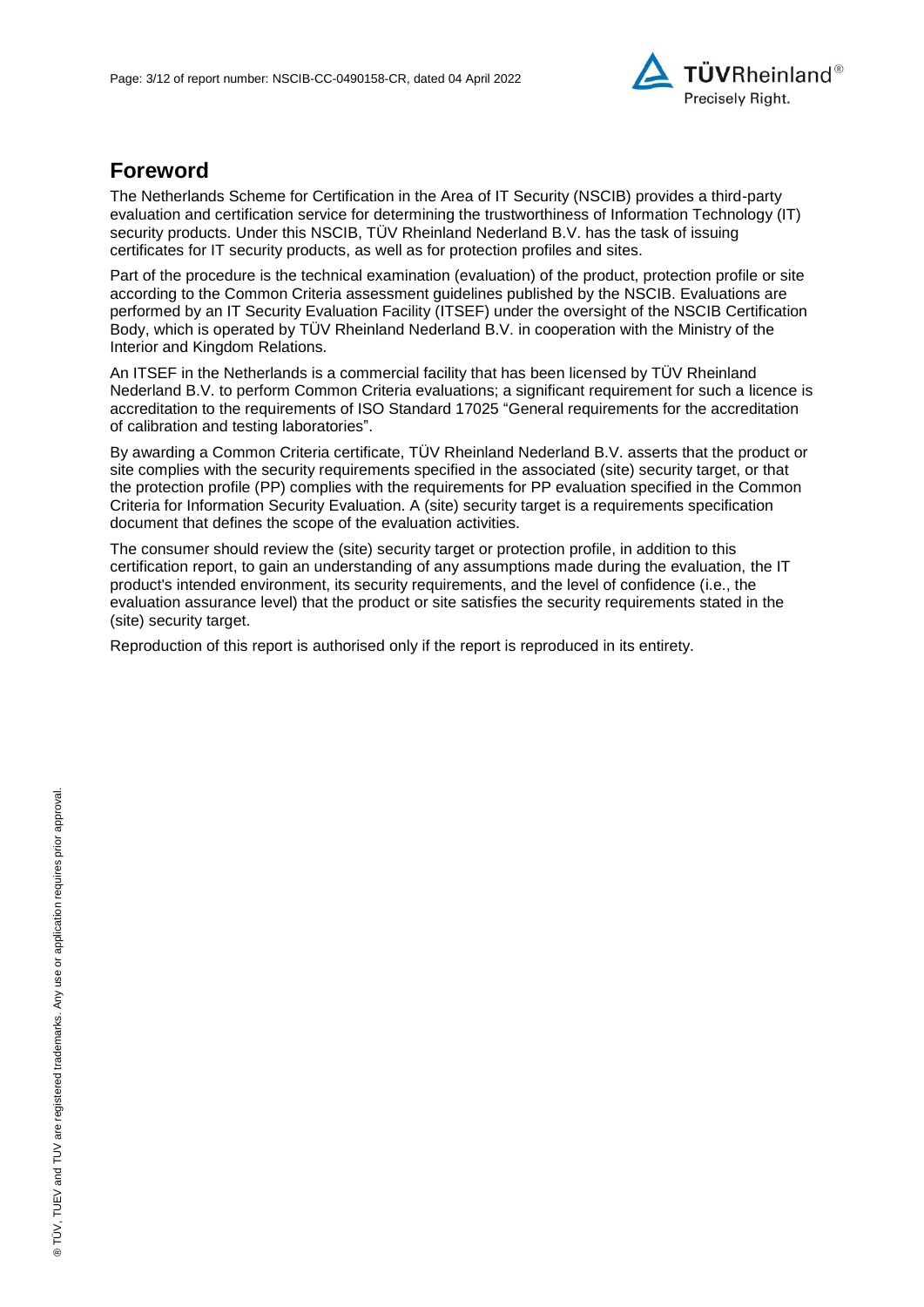## Foreword

The Netherlands Scheme for Certification in the Area of IT Security (NSCIB) provides a third-party evaluation and certification service for determining the trustworthiness of Information Technology (IT) security products. Under this NSCIB, TÜV Rheinland Nederland B.V. has the task of issuing certificates for IT security products, as well as for protection profiles and sites.

Part of the procedure is the technical examination (evaluation) of the product, protection profile or site according to the Common Criteria assessment guidelines published by the NSCIB. Evaluations are performed by an IT Security Evaluation Facility (ITSEF) under the oversight of the NSCIB Certification Body, which is operated by TÜV Rheinland Nederland B.V. in cooperation with the Ministry of the Interior and Kingdom Relations.

An ITSEF in the Netherlands is a commercial facility that has been licensed by TÜV Rheinland Nederland B.V. to perform Common Criteria evaluations; a significant requirement for such a licence is accreditation to the requirements of ISO Standard 17025 "General requirements for the accreditation of calibration and testing laboratories".

By awarding a Common Criteria certificate, TÜV Rheinland Nederland B.V. asserts that the product or site complies with the security requirements specified in the associated (site) security target, or that the protection profile (PP) complies with the requirements for PP evaluation specified in the Common Criteria for Information Security Evaluation. A (site) security target is a requirements specification document that defines the scope of the evaluation activities.

The consumer should review the (site) security target or protection profile, in addition to this certification report, to gain an understanding of any assumptions made during the evaluation, the IT product's intended environment, its security requirements, and the level of confidence (i.e., the evaluation assurance level) that the product or site satisfies the security requirements stated in the (site) security target.

Reproduction of this report is authorised only if the report is reproduced in its entirety.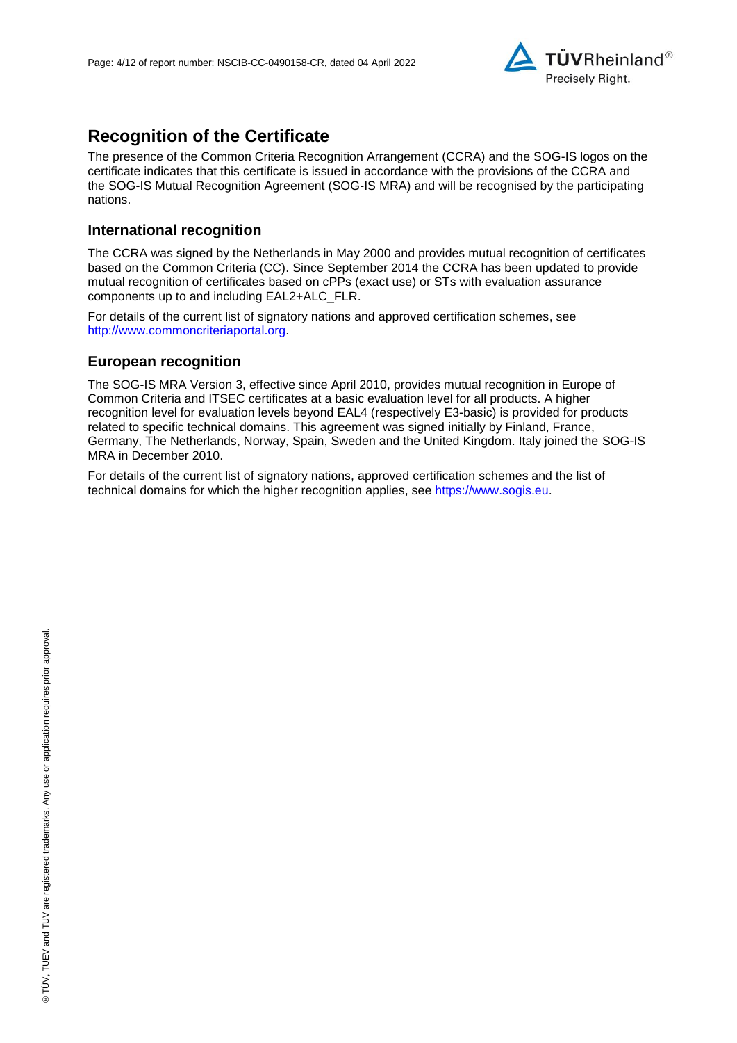# Recognition of the Certificate

The presence of the Common Criteria Recognition Arrangement (CCRA) and the SOG-IS logos on the certificate indicates that this certificate is issued in accordance with the provisions of the CCRA and the SOG-IS Mutual Recognition Agreement (SOG-IS MRA) and will be recognised by the participating nations.

## International recognition

The CCRA was signed by the Netherlands in May 2000 and provides mutual recognition of certificates based on the Common Criteria (CC). Since September 2014 the CCRA has been updated to provide mutual recognition of certificates based on cPPs (exact use) or STs with evaluation assurance components up to and including EAL2+ALC_FLR.

For details of the current list of signatory nations and approved certification schemes, see http://www.commoncriteriaportal.org.

## European recognition

The SOG-IS MRA Version 3, effective since April 2010, provides mutual recognition in Europe of Common Criteria and ITSEC certificates at a basic evaluation level for all products. A higher recognition level for evaluation levels beyond EAL4 (respectively E3-basic) is provided for products related to specific technical domains. This agreement was signed initially by Finland, France, Germany, The Netherlands, Norway, Spain, Sweden and the United Kingdom. Italy joined the SOG-IS MRA in December 2010.

For details of the current list of signatory nations, approved certification schemes and the list of technical domains for which the higher recognition applies, see https://www.sogis.eu.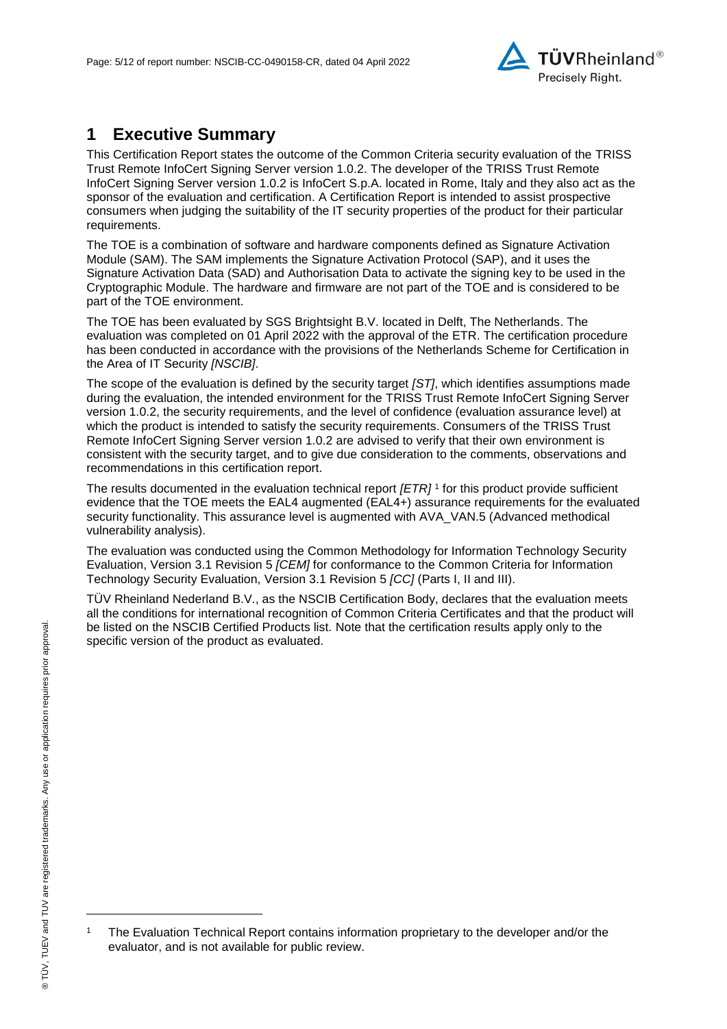# 1 Executive Summary

This Certification Report states the outcome of the Common Criteria security evaluation of the TRISS Trust Remote InfoCert Signing Server version 1.0.2. The developer of the TRISS Trust Remote InfoCert Signing Server version 1.0.2 is InfoCert S.p.A. located in Rome, Italy and they also act as the sponsor of the evaluation and certification. A Certification Report is intended to assist prospective consumers when judging the suitability of the IT security properties of the product for their particular requirements.

The TOE is a combination of software and hardware components defined as Signature Activation Module (SAM). The SAM implements the Signature Activation Protocol (SAP), and it uses the Signature Activation Data (SAD) and Authorisation Data to activate the signing key to be used in the Cryptographic Module. The hardware and firmware are not part of the TOE and is considered to be part of the TOE environment.

The TOE has been evaluated by SGS Brightsight B.V. located in Delft, The Netherlands. The evaluation was completed on 01 April 2022 with the approval of the ETR. The certification procedure has been conducted in accordance with the provisions of the Netherlands Scheme for Certification in the Area of IT Security *[NSCIB]*.

The scope of the evaluation is defined by the security target *[ST]*, which identifies assumptions made during the evaluation, the intended environment for the TRISS Trust Remote InfoCert Signing Server version 1.0.2, the security requirements, and the level of confidence (evaluation assurance level) at which the product is intended to satisfy the security requirements. Consumers of the TRISS Trust Remote InfoCert Signing Server version 1.0.2 are advised to verify that their own environment is consistent with the security target, and to give due consideration to the comments, observations and recommendations in this certification report.

The results documented in the evaluation technical report *[ETR]* [1] for this product provide sufficient evidence that the TOE meets the EAL4 augmented (EAL4+) assurance requirements for the evaluated security functionality. This assurance level is augmented with AVA_VAN.5 (Advanced methodical vulnerability analysis).

The evaluation was conducted using the Common Methodology for Information Technology Security Evaluation, Version 3.1 Revision 5 *[CEM]* for conformance to the Common Criteria for Information Technology Security Evaluation, Version 3.1 Revision 5 *[CC]* (Parts I, II and III).

TÜV Rheinland Nederland B.V., as the NSCIB Certification Body, declares that the evaluation meets all the conditions for international recognition of Common Criteria Certificates and that the product will be listed on the NSCIB Certified Products list. Note that the certification results apply only to the specific version of the product as evaluated.

[1] The Evaluation Technical Report contains information proprietary to the developer and/or the evaluator, and is not available for public review.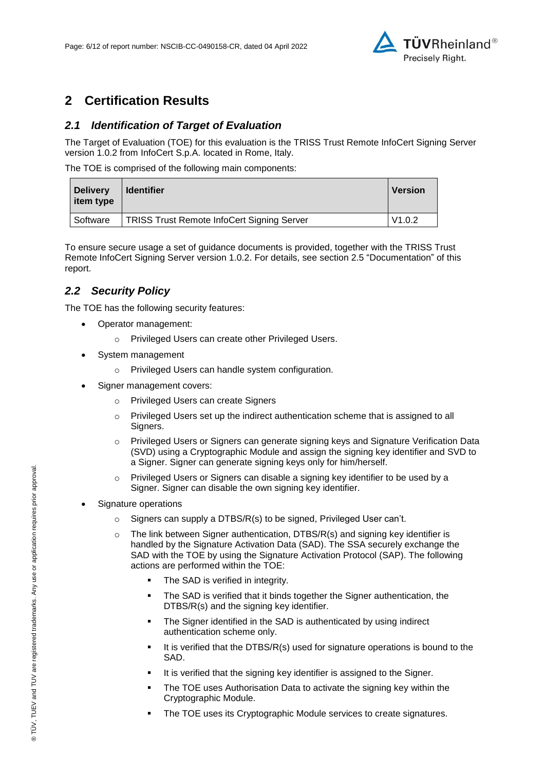# 2 Certification Results

## *2.1 Identification of Target of Evaluation*

The Target of Evaluation (TOE) for this evaluation is the TRISS Trust Remote InfoCert Signing Server version 1.0.2 from InfoCert S.p.A. located in Rome, Italy.

The TOE is comprised of the following main components:

| Delivery item type | Identifier | Version |
|---|---|---|
| Software | TRISS Trust Remote InfoCert Signing Server | V1.0.2 |

To ensure secure usage a set of guidance documents is provided, together with the TRISS Trust Remote InfoCert Signing Server version 1.0.2. For details, see section 2.5 "Documentation" of this report.

## *2.2 Security Policy*

The TOE has the following security features:

- Operator management:
  - Privileged Users can create other Privileged Users.
- System management
  - Privileged Users can handle system configuration.
- Signer management covers:
  - Privileged Users can create Signers
  - Privileged Users set up the indirect authentication scheme that is assigned to all Signers.
  - Privileged Users or Signers can generate signing keys and Signature Verification Data (SVD) using a Cryptographic Module and assign the signing key identifier and SVD to a Signer. Signer can generate signing keys only for him/herself.
  - Privileged Users or Signers can disable a signing key identifier to be used by a Signer. Signer can disable the own signing key identifier.
- Signature operations
  - Signers can supply a DTBS/R(s) to be signed, Privileged User can't.
  - The link between Signer authentication, DTBS/R(s) and signing key identifier is handled by the Signature Activation Data (SAD). The SSA securely exchange the SAD with the TOE by using the Signature Activation Protocol (SAP). The following actions are performed within the TOE:
    - The SAD is verified in integrity.
    - The SAD is verified that it binds together the Signer authentication, the DTBS/R(s) and the signing key identifier.
    - The Signer identified in the SAD is authenticated by using indirect authentication scheme only.
    - It is verified that the DTBS/R(s) used for signature operations is bound to the SAD.
    - It is verified that the signing key identifier is assigned to the Signer.
    - The TOE uses Authorisation Data to activate the signing key within the Cryptographic Module.
    - The TOE uses its Cryptographic Module services to create signatures.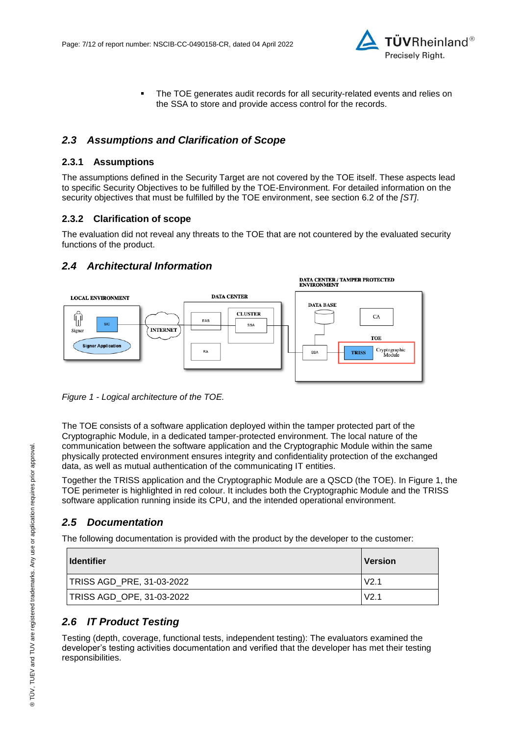- The TOE generates audit records for all security-related events and relies on the SSA to store and provide access control for the records.

## *2.3 Assumptions and Clarification of Scope*

### 2.3.1 Assumptions

The assumptions defined in the Security Target are not covered by the TOE itself. These aspects lead to specific Security Objectives to be fulfilled by the TOE-Environment. For detailed information on the security objectives that must be fulfilled by the TOE environment, see section 6.2 of the *[ST]*.

### 2.3.2 Clarification of scope

The evaluation did not reveal any threats to the TOE that are not countered by the evaluated security functions of the product.

## *2.4 Architectural Information*

*Figure 1 - Logical architecture of the TOE.*

The TOE consists of a software application deployed within the tamper protected part of the Cryptographic Module, in a dedicated tamper-protected environment. The local nature of the communication between the software application and the Cryptographic Module within the same physically protected environment ensures integrity and confidentiality protection of the exchanged data, as well as mutual authentication of the communicating IT entities.

Together the TRISS application and the Cryptographic Module are a QSCD (the TOE). In Figure 1, the TOE perimeter is highlighted in red colour. It includes both the Cryptographic Module and the TRISS software application running inside its CPU, and the intended operational environment.

## *2.5 Documentation*

The following documentation is provided with the product by the developer to the customer:

| Identifier | Version |
|---|---|
| TRISS AGD_PRE, 31-03-2022 | V2.1 |
| TRISS AGD_OPE, 31-03-2022 | V2.1 |

## *2.6 IT Product Testing*

Testing (depth, coverage, functional tests, independent testing): The evaluators examined the developer's testing activities documentation and verified that the developer has met their testing responsibilities.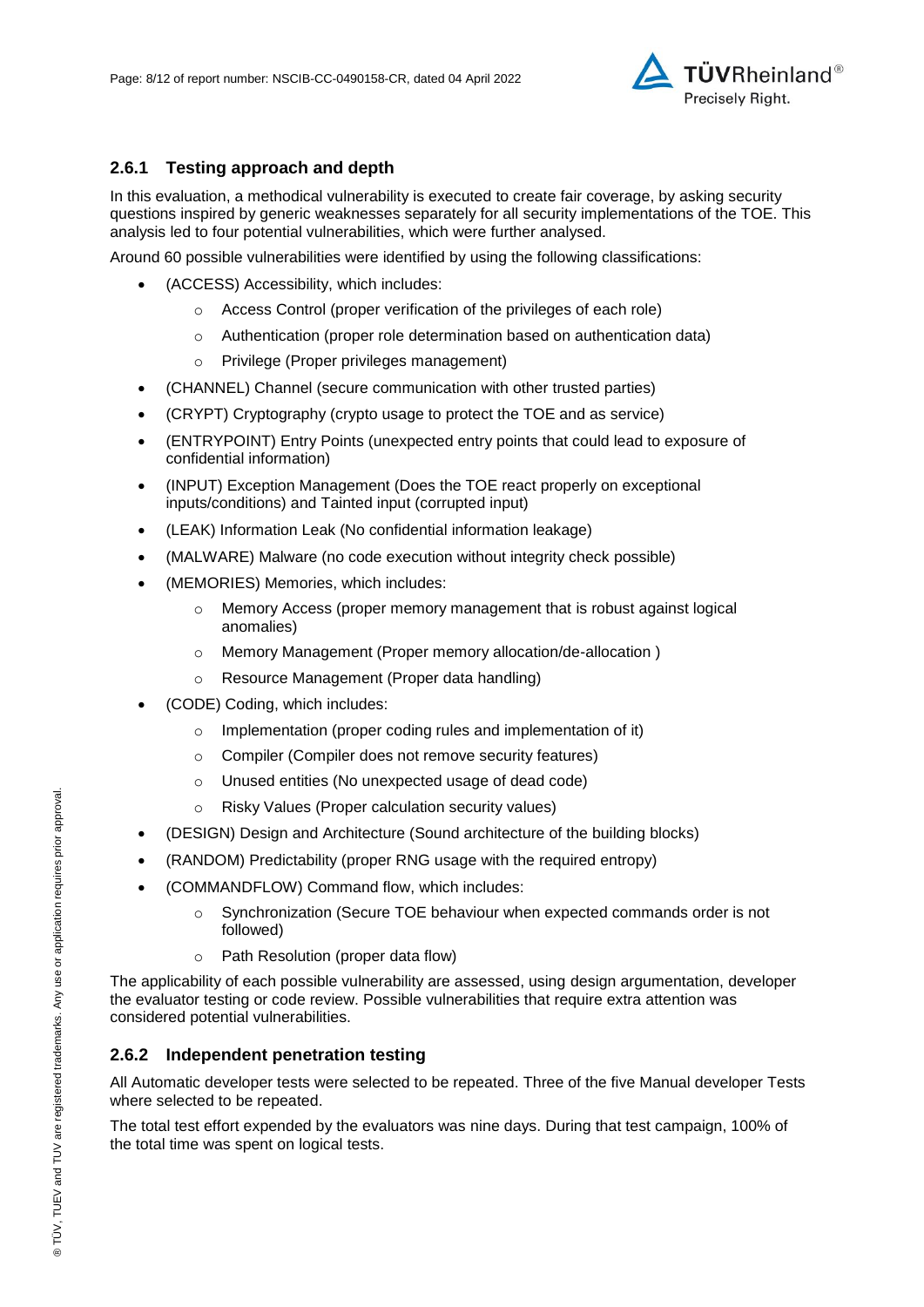### 2.6.1 Testing approach and depth

In this evaluation, a methodical vulnerability is executed to create fair coverage, by asking security questions inspired by generic weaknesses separately for all security implementations of the TOE. This analysis led to four potential vulnerabilities, which were further analysed.

Around 60 possible vulnerabilities were identified by using the following classifications:

- (ACCESS) Accessibility, which includes:
  - Access Control (proper verification of the privileges of each role)
  - Authentication (proper role determination based on authentication data)
  - Privilege (Proper privileges management)
- (CHANNEL) Channel (secure communication with other trusted parties)
- (CRYPT) Cryptography (crypto usage to protect the TOE and as service)
- (ENTRYPOINT) Entry Points (unexpected entry points that could lead to exposure of confidential information)
- (INPUT) Exception Management (Does the TOE react properly on exceptional inputs/conditions) and Tainted input (corrupted input)
- (LEAK) Information Leak (No confidential information leakage)
- (MALWARE) Malware (no code execution without integrity check possible)
- (MEMORIES) Memories, which includes:
  - Memory Access (proper memory management that is robust against logical anomalies)
  - Memory Management (Proper memory allocation/de-allocation )
  - Resource Management (Proper data handling)
- (CODE) Coding, which includes:
  - Implementation (proper coding rules and implementation of it)
  - Compiler (Compiler does not remove security features)
  - Unused entities (No unexpected usage of dead code)
  - Risky Values (Proper calculation security values)
- (DESIGN) Design and Architecture (Sound architecture of the building blocks)
- (RANDOM) Predictability (proper RNG usage with the required entropy)
- (COMMANDFLOW) Command flow, which includes:
  - Synchronization (Secure TOE behaviour when expected commands order is not followed)
  - Path Resolution (proper data flow)

The applicability of each possible vulnerability are assessed, using design argumentation, developer the evaluator testing or code review. Possible vulnerabilities that require extra attention was considered potential vulnerabilities.

### 2.6.2 Independent penetration testing

All Automatic developer tests were selected to be repeated. Three of the five Manual developer Tests where selected to be repeated.

The total test effort expended by the evaluators was nine days. During that test campaign, 100% of the total time was spent on logical tests.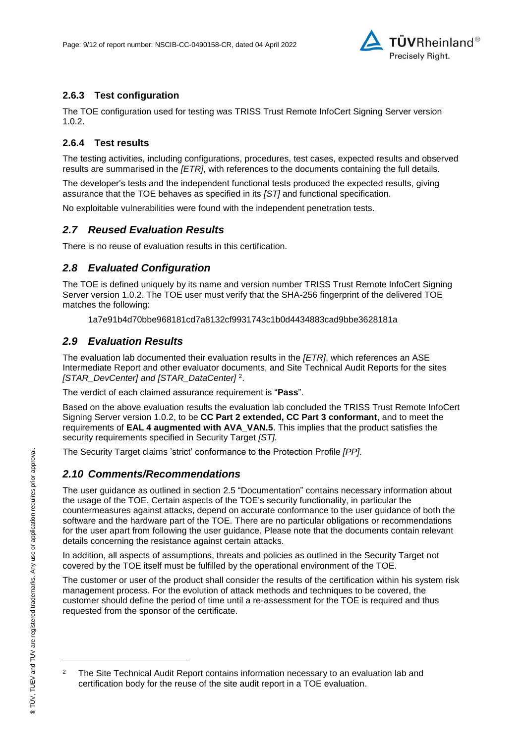### 2.6.3 Test configuration

The TOE configuration used for testing was TRISS Trust Remote InfoCert Signing Server version 1.0.2.

### 2.6.4 Test results

The testing activities, including configurations, procedures, test cases, expected results and observed results are summarised in the *[ETR]*, with references to the documents containing the full details.

The developer's tests and the independent functional tests produced the expected results, giving assurance that the TOE behaves as specified in its *[ST]* and functional specification.

No exploitable vulnerabilities were found with the independent penetration tests.

## *2.7 Reused Evaluation Results*

There is no reuse of evaluation results in this certification.

## *2.8 Evaluated Configuration*

The TOE is defined uniquely by its name and version number TRISS Trust Remote InfoCert Signing Server version 1.0.2. The TOE user must verify that the SHA-256 fingerprint of the delivered TOE matches the following:

1a7e91b4d70bbe968181cd7a8132cf9931743c1b0d4434883cad9bbe3628181a

## *2.9 Evaluation Results*

The evaluation lab documented their evaluation results in the *[ETR]*, which references an ASE Intermediate Report and other evaluator documents, and Site Technical Audit Reports for the sites *[STAR_DevCenter] and [STAR_DataCenter]* [2].

The verdict of each claimed assurance requirement is "**Pass**".

Based on the above evaluation results the evaluation lab concluded the TRISS Trust Remote InfoCert Signing Server version 1.0.2, to be **CC Part 2 extended, CC Part 3 conformant**, and to meet the requirements of **EAL 4 augmented with AVA_VAN.5**. This implies that the product satisfies the security requirements specified in Security Target *[ST]*.

The Security Target claims 'strict' conformance to the Protection Profile *[PP]*.

## *2.10 Comments/Recommendations*

The user guidance as outlined in section 2.5 "Documentation" contains necessary information about the usage of the TOE. Certain aspects of the TOE's security functionality, in particular the countermeasures against attacks, depend on accurate conformance to the user guidance of both the software and the hardware part of the TOE. There are no particular obligations or recommendations for the user apart from following the user guidance. Please note that the documents contain relevant details concerning the resistance against certain attacks.

In addition, all aspects of assumptions, threats and policies as outlined in the Security Target not covered by the TOE itself must be fulfilled by the operational environment of the TOE.

The customer or user of the product shall consider the results of the certification within his system risk management process. For the evolution of attack methods and techniques to be covered, the customer should define the period of time until a re-assessment for the TOE is required and thus requested from the sponsor of the certificate.

---

[2] The Site Technical Audit Report contains information necessary to an evaluation lab and certification body for the reuse of the site audit report in a TOE evaluation.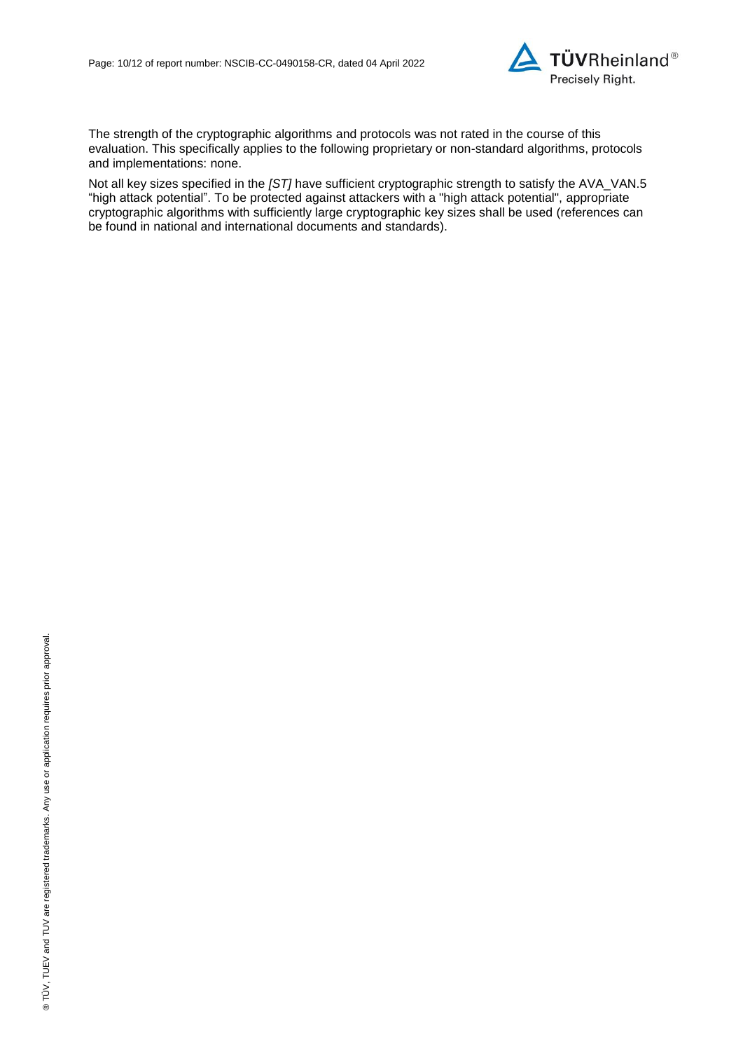The strength of the cryptographic algorithms and protocols was not rated in the course of this evaluation. This specifically applies to the following proprietary or non-standard algorithms, protocols and implementations: none.

Not all key sizes specified in the *[ST]* have sufficient cryptographic strength to satisfy the AVA_VAN.5 "high attack potential". To be protected against attackers with a "high attack potential", appropriate cryptographic algorithms with sufficiently large cryptographic key sizes shall be used (references can be found in national and international documents and standards).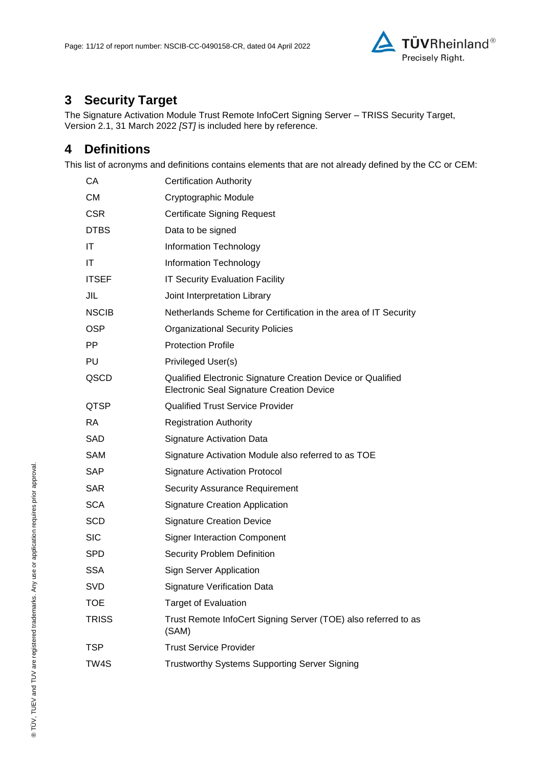# 3 Security Target

The Signature Activation Module Trust Remote InfoCert Signing Server – TRISS Security Target, Version 2.1, 31 March 2022 *[ST]* is included here by reference.

# 4 Definitions

This list of acronyms and definitions contains elements that are not already defined by the CC or CEM:

| | |
|---|---|
| CA | Certification Authority |
| CM | Cryptographic Module |
| CSR | Certificate Signing Request |
| DTBS | Data to be signed |
| IT | Information Technology |
| IT | Information Technology |
| ITSEF | IT Security Evaluation Facility |
| JIL | Joint Interpretation Library |
| NSCIB | Netherlands Scheme for Certification in the area of IT Security |
| OSP | Organizational Security Policies |
| PP | Protection Profile |
| PU | Privileged User(s) |
| QSCD | Qualified Electronic Signature Creation Device or Qualified Electronic Seal Signature Creation Device |
| QTSP | Qualified Trust Service Provider |
| RA | Registration Authority |
| SAD | Signature Activation Data |
| SAM | Signature Activation Module also referred to as TOE |
| SAP | Signature Activation Protocol |
| SAR | Security Assurance Requirement |
| SCA | Signature Creation Application |
| SCD | Signature Creation Device |
| SIC | Signer Interaction Component |
| SPD | Security Problem Definition |
| SSA | Sign Server Application |
| SVD | Signature Verification Data |
| TOE | Target of Evaluation |
| TRISS | Trust Remote InfoCert Signing Server (TOE) also referred to as (SAM) |
| TSP | Trust Service Provider |
| TW4S | Trustworthy Systems Supporting Server Signing |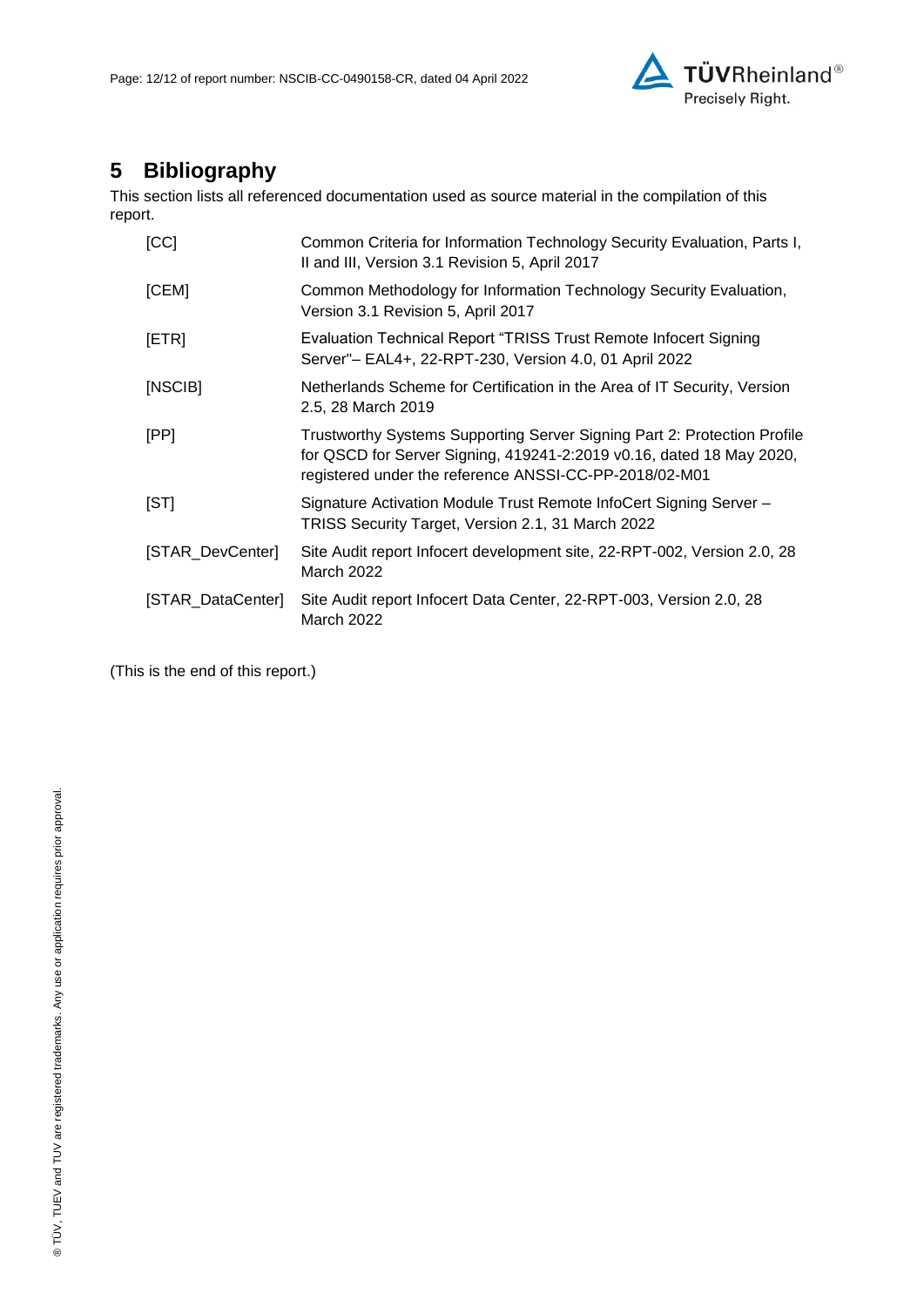# 5 Bibliography

This section lists all referenced documentation used as source material in the compilation of this report.

| | |
|---|---|
| [CC] | Common Criteria for Information Technology Security Evaluation, Parts I, II and III, Version 3.1 Revision 5, April 2017 |
| [CEM] | Common Methodology for Information Technology Security Evaluation, Version 3.1 Revision 5, April 2017 |
| [ETR] | Evaluation Technical Report "TRISS Trust Remote Infocert Signing Server"– EAL4+, 22-RPT-230, Version 4.0, 01 April 2022 |
| [NSCIB] | Netherlands Scheme for Certification in the Area of IT Security, Version 2.5, 28 March 2019 |
| [PP] | Trustworthy Systems Supporting Server Signing Part 2: Protection Profile for QSCD for Server Signing, 419241-2:2019 v0.16, dated 18 May 2020, registered under the reference ANSSI-CC-PP-2018/02-M01 |
| [ST] | Signature Activation Module Trust Remote InfoCert Signing Server – TRISS Security Target, Version 2.1, 31 March 2022 |
| [STAR_DevCenter] | Site Audit report Infocert development site, 22-RPT-002, Version 2.0, 28 March 2022 |
| [STAR_DataCenter] | Site Audit report Infocert Data Center, 22-RPT-003, Version 2.0, 28 March 2022 |

(This is the end of this report.)